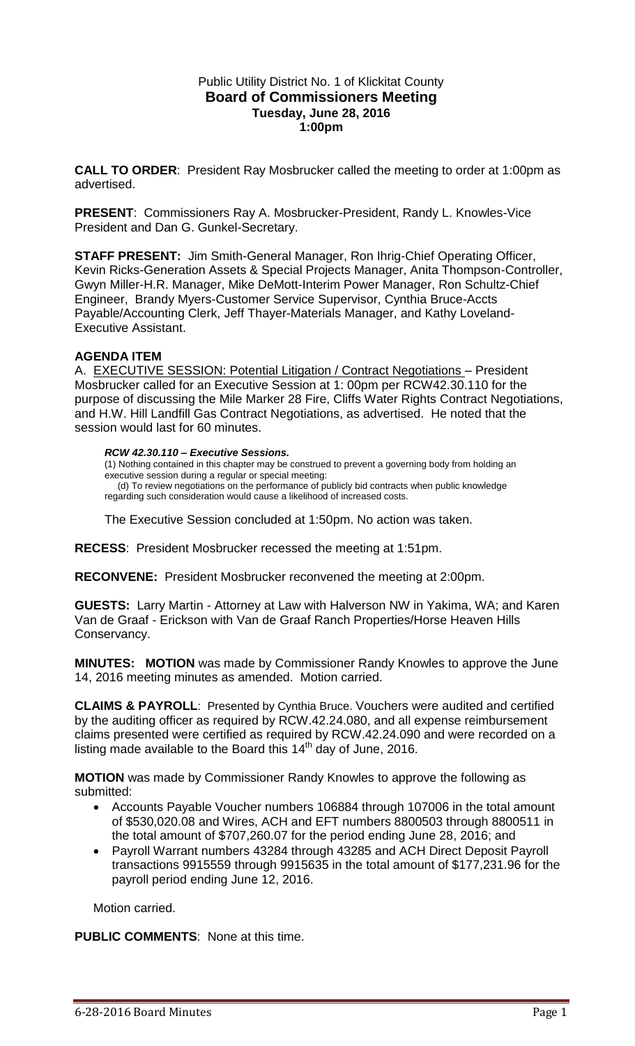Public Utility District No. 1 of Klickitat County

# Board of Commissioners Meeting

**Tuesday, June 28, 2016**
**1:00pm**

**CALL TO ORDER**: President Ray Mosbrucker called the meeting to order at 1:00pm as advertised.

**PRESENT**: Commissioners Ray A. Mosbrucker-President, Randy L. Knowles-Vice President and Dan G. Gunkel-Secretary.

**STAFF PRESENT:** Jim Smith-General Manager, Ron Ihrig-Chief Operating Officer, Kevin Ricks-Generation Assets & Special Projects Manager, Anita Thompson-Controller, Gwyn Miller-H.R. Manager, Mike DeMott-Interim Power Manager, Ron Schultz-Chief Engineer, Brandy Myers-Customer Service Supervisor, Cynthia Bruce-Accts Payable/Accounting Clerk, Jeff Thayer-Materials Manager, and Kathy Loveland-Executive Assistant.

**AGENDA ITEM**

A. EXECUTIVE SESSION: Potential Litigation / Contract Negotiations – President Mosbrucker called for an Executive Session at 1: 00pm per RCW42.30.110 for the purpose of discussing the Mile Marker 28 Fire, Cliffs Water Rights Contract Negotiations, and H.W. Hill Landfill Gas Contract Negotiations, as advertised. He noted that the session would last for 60 minutes.

***RCW 42.30.110 – Executive Sessions.***

(1) Nothing contained in this chapter may be construed to prevent a governing body from holding an executive session during a regular or special meeting:

(d) To review negotiations on the performance of publicly bid contracts when public knowledge regarding such consideration would cause a likelihood of increased costs.

The Executive Session concluded at 1:50pm. No action was taken.

**RECESS**: President Mosbrucker recessed the meeting at 1:51pm.

**RECONVENE:** President Mosbrucker reconvened the meeting at 2:00pm.

**GUESTS:** Larry Martin - Attorney at Law with Halverson NW in Yakima, WA; and Karen Van de Graaf - Erickson with Van de Graaf Ranch Properties/Horse Heaven Hills Conservancy.

**MINUTES: MOTION** was made by Commissioner Randy Knowles to approve the June 14, 2016 meeting minutes as amended. Motion carried.

**CLAIMS & PAYROLL**: Presented by Cynthia Bruce. Vouchers were audited and certified by the auditing officer as required by RCW.42.24.080, and all expense reimbursement claims presented were certified as required by RCW.42.24.090 and were recorded on a listing made available to the Board this 14th day of June, 2016.

**MOTION** was made by Commissioner Randy Knowles to approve the following as submitted:

- Accounts Payable Voucher numbers 106884 through 107006 in the total amount of $530,020.08 and Wires, ACH and EFT numbers 8800503 through 8800511 in the total amount of $707,260.07 for the period ending June 28, 2016; and
- Payroll Warrant numbers 43284 through 43285 and ACH Direct Deposit Payroll transactions 9915559 through 9915635 in the total amount of $177,231.96 for the payroll period ending June 12, 2016.

Motion carried.

**PUBLIC COMMENTS**: None at this time.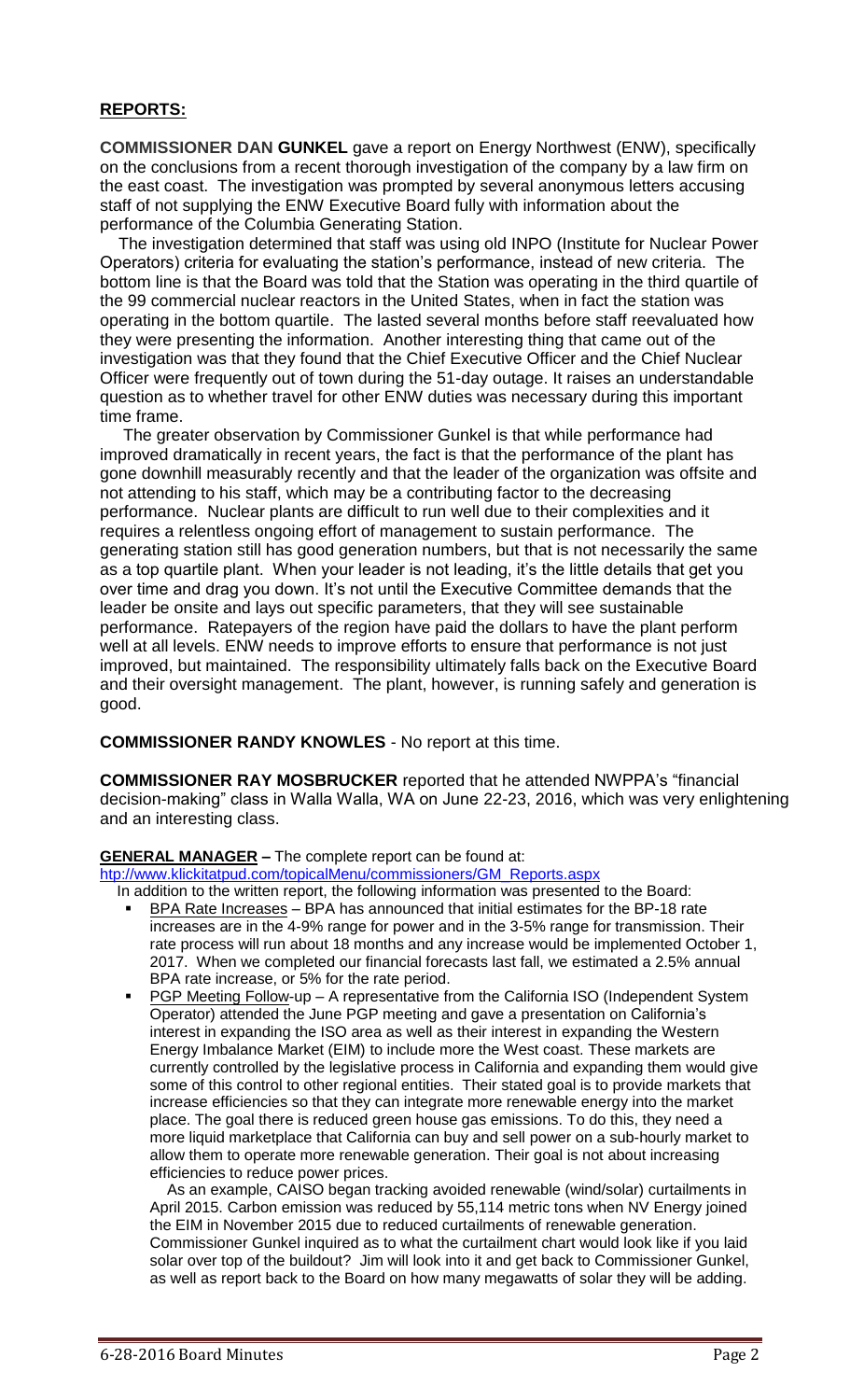## REPORTS:

**COMMISSIONER DAN GUNKEL** gave a report on Energy Northwest (ENW), specifically on the conclusions from a recent thorough investigation of the company by a law firm on the east coast. The investigation was prompted by several anonymous letters accusing staff of not supplying the ENW Executive Board fully with information about the performance of the Columbia Generating Station.

The investigation determined that staff was using old INPO (Institute for Nuclear Power Operators) criteria for evaluating the station's performance, instead of new criteria. The bottom line is that the Board was told that the Station was operating in the third quartile of the 99 commercial nuclear reactors in the United States, when in fact the station was operating in the bottom quartile. The lasted several months before staff reevaluated how they were presenting the information. Another interesting thing that came out of the investigation was that they found that the Chief Executive Officer and the Chief Nuclear Officer were frequently out of town during the 51-day outage. It raises an understandable question as to whether travel for other ENW duties was necessary during this important time frame.

The greater observation by Commissioner Gunkel is that while performance had improved dramatically in recent years, the fact is that the performance of the plant has gone downhill measurably recently and that the leader of the organization was offsite and not attending to his staff, which may be a contributing factor to the decreasing performance. Nuclear plants are difficult to run well due to their complexities and it requires a relentless ongoing effort of management to sustain performance. The generating station still has good generation numbers, but that is not necessarily the same as a top quartile plant. When your leader is not leading, it's the little details that get you over time and drag you down. It's not until the Executive Committee demands that the leader be onsite and lays out specific parameters, that they will see sustainable performance. Ratepayers of the region have paid the dollars to have the plant perform well at all levels. ENW needs to improve efforts to ensure that performance is not just improved, but maintained. The responsibility ultimately falls back on the Executive Board and their oversight management. The plant, however, is running safely and generation is good.

**COMMISSIONER RANDY KNOWLES** - No report at this time.

**COMMISSIONER RAY MOSBRUCKER** reported that he attended NWPPA's "financial decision-making" class in Walla Walla, WA on June 22-23, 2016, which was very enlightening and an interesting class.

**GENERAL MANAGER –** The complete report can be found at:
htp://www.klickitatpud.com/topicalMenu/commissioners/GM_Reports.aspx

In addition to the written report, the following information was presented to the Board:

- BPA Rate Increases – BPA has announced that initial estimates for the BP-18 rate increases are in the 4-9% range for power and in the 3-5% range for transmission. Their rate process will run about 18 months and any increase would be implemented October 1, 2017. When we completed our financial forecasts last fall, we estimated a 2.5% annual BPA rate increase, or 5% for the rate period.
- PGP Meeting Follow-up – A representative from the California ISO (Independent System Operator) attended the June PGP meeting and gave a presentation on California's interest in expanding the ISO area as well as their interest in expanding the Western Energy Imbalance Market (EIM) to include more the West coast. These markets are currently controlled by the legislative process in California and expanding them would give some of this control to other regional entities. Their stated goal is to provide markets that increase efficiencies so that they can integrate more renewable energy into the market place. The goal there is reduced green house gas emissions. To do this, they need a more liquid marketplace that California can buy and sell power on a sub-hourly market to allow them to operate more renewable generation. Their goal is not about increasing efficiencies to reduce power prices.

  As an example, CAISO began tracking avoided renewable (wind/solar) curtailments in April 2015. Carbon emission was reduced by 55,114 metric tons when NV Energy joined the EIM in November 2015 due to reduced curtailments of renewable generation. Commissioner Gunkel inquired as to what the curtailment chart would look like if you laid solar over top of the buildout? Jim will look into it and get back to Commissioner Gunkel, as well as report back to the Board on how many megawatts of solar they will be adding.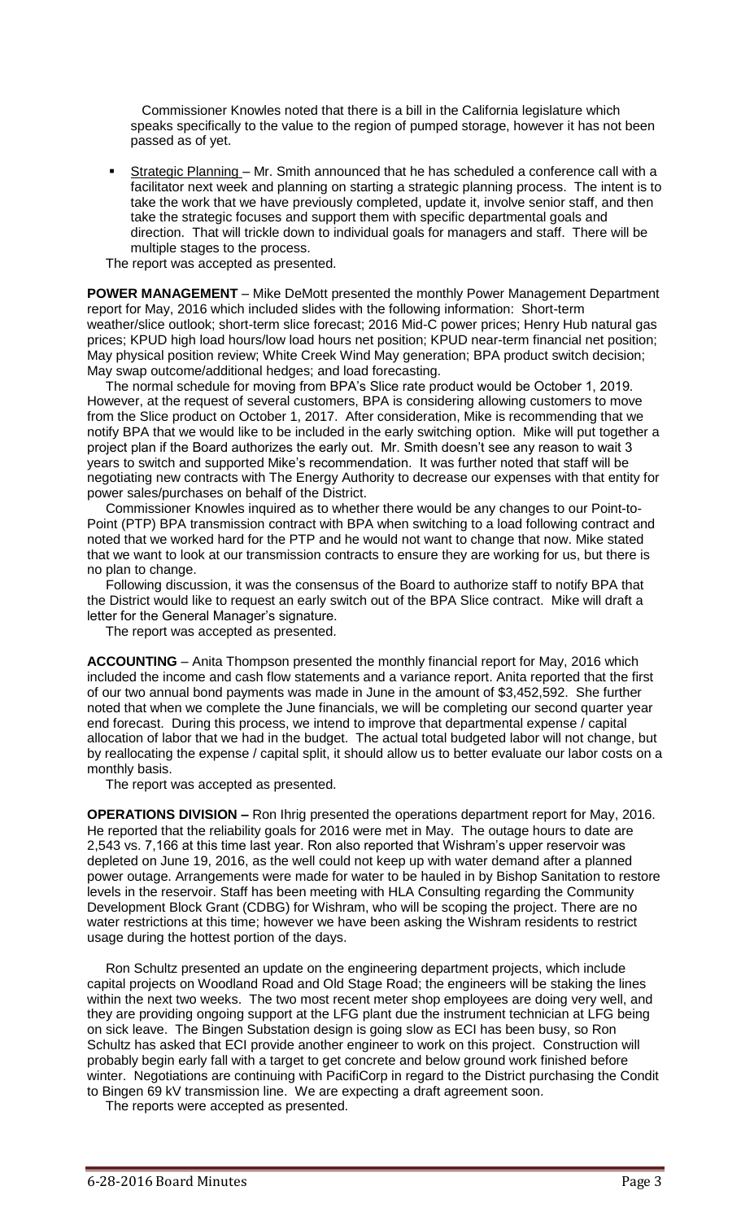Commissioner Knowles noted that there is a bill in the California legislature which speaks specifically to the value to the region of pumped storage, however it has not been passed as of yet.

- Strategic Planning – Mr. Smith announced that he has scheduled a conference call with a facilitator next week and planning on starting a strategic planning process. The intent is to take the work that we have previously completed, update it, involve senior staff, and then take the strategic focuses and support them with specific departmental goals and direction. That will trickle down to individual goals for managers and staff. There will be multiple stages to the process.

The report was accepted as presented.

**POWER MANAGEMENT** – Mike DeMott presented the monthly Power Management Department report for May, 2016 which included slides with the following information: Short-term weather/slice outlook; short-term slice forecast; 2016 Mid-C power prices; Henry Hub natural gas prices; KPUD high load hours/low load hours net position; KPUD near-term financial net position; May physical position review; White Creek Wind May generation; BPA product switch decision; May swap outcome/additional hedges; and load forecasting.

The normal schedule for moving from BPA's Slice rate product would be October 1, 2019. However, at the request of several customers, BPA is considering allowing customers to move from the Slice product on October 1, 2017. After consideration, Mike is recommending that we notify BPA that we would like to be included in the early switching option. Mike will put together a project plan if the Board authorizes the early out. Mr. Smith doesn't see any reason to wait 3 years to switch and supported Mike's recommendation. It was further noted that staff will be negotiating new contracts with The Energy Authority to decrease our expenses with that entity for power sales/purchases on behalf of the District.

Commissioner Knowles inquired as to whether there would be any changes to our Point-to-Point (PTP) BPA transmission contract with BPA when switching to a load following contract and noted that we worked hard for the PTP and he would not want to change that now. Mike stated that we want to look at our transmission contracts to ensure they are working for us, but there is no plan to change.

Following discussion, it was the consensus of the Board to authorize staff to notify BPA that the District would like to request an early switch out of the BPA Slice contract. Mike will draft a letter for the General Manager's signature.

The report was accepted as presented.

**ACCOUNTING** – Anita Thompson presented the monthly financial report for May, 2016 which included the income and cash flow statements and a variance report. Anita reported that the first of our two annual bond payments was made in June in the amount of $3,452,592. She further noted that when we complete the June financials, we will be completing our second quarter year end forecast. During this process, we intend to improve that departmental expense / capital allocation of labor that we had in the budget. The actual total budgeted labor will not change, but by reallocating the expense / capital split, it should allow us to better evaluate our labor costs on a monthly basis.

The report was accepted as presented.

**OPERATIONS DIVISION –** Ron Ihrig presented the operations department report for May, 2016. He reported that the reliability goals for 2016 were met in May. The outage hours to date are 2,543 vs. 7,166 at this time last year. Ron also reported that Wishram's upper reservoir was depleted on June 19, 2016, as the well could not keep up with water demand after a planned power outage. Arrangements were made for water to be hauled in by Bishop Sanitation to restore levels in the reservoir. Staff has been meeting with HLA Consulting regarding the Community Development Block Grant (CDBG) for Wishram, who will be scoping the project. There are no water restrictions at this time; however we have been asking the Wishram residents to restrict usage during the hottest portion of the days.

Ron Schultz presented an update on the engineering department projects, which include capital projects on Woodland Road and Old Stage Road; the engineers will be staking the lines within the next two weeks. The two most recent meter shop employees are doing very well, and they are providing ongoing support at the LFG plant due the instrument technician at LFG being on sick leave. The Bingen Substation design is going slow as ECI has been busy, so Ron Schultz has asked that ECI provide another engineer to work on this project. Construction will probably begin early fall with a target to get concrete and below ground work finished before winter. Negotiations are continuing with PacifiCorp in regard to the District purchasing the Condit to Bingen 69 kV transmission line. We are expecting a draft agreement soon.

The reports were accepted as presented.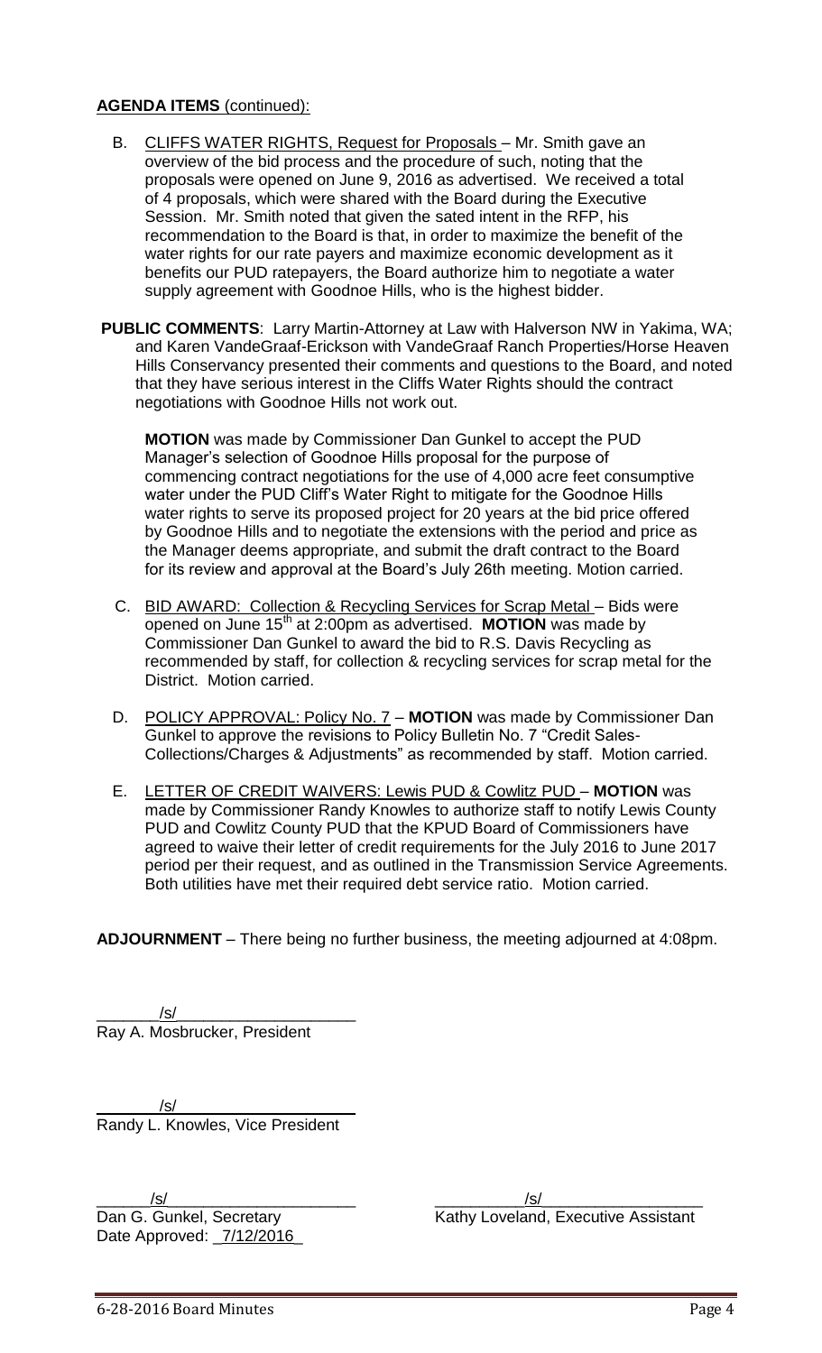**AGENDA ITEMS** (continued):

B. CLIFFS WATER RIGHTS, Request for Proposals – Mr. Smith gave an overview of the bid process and the procedure of such, noting that the proposals were opened on June 9, 2016 as advertised. We received a total of 4 proposals, which were shared with the Board during the Executive Session. Mr. Smith noted that given the sated intent in the RFP, his recommendation to the Board is that, in order to maximize the benefit of the water rights for our rate payers and maximize economic development as it benefits our PUD ratepayers, the Board authorize him to negotiate a water supply agreement with Goodnoe Hills, who is the highest bidder.

**PUBLIC COMMENTS**: Larry Martin-Attorney at Law with Halverson NW in Yakima, WA; and Karen VandeGraaf-Erickson with VandeGraaf Ranch Properties/Horse Heaven Hills Conservancy presented their comments and questions to the Board, and noted that they have serious interest in the Cliffs Water Rights should the contract negotiations with Goodnoe Hills not work out.

**MOTION** was made by Commissioner Dan Gunkel to accept the PUD Manager's selection of Goodnoe Hills proposal for the purpose of commencing contract negotiations for the use of 4,000 acre feet consumptive water under the PUD Cliff's Water Right to mitigate for the Goodnoe Hills water rights to serve its proposed project for 20 years at the bid price offered by Goodnoe Hills and to negotiate the extensions with the period and price as the Manager deems appropriate, and submit the draft contract to the Board for its review and approval at the Board's July 26th meeting. Motion carried.

C. BID AWARD: Collection & Recycling Services for Scrap Metal – Bids were opened on June 15th at 2:00pm as advertised. **MOTION** was made by Commissioner Dan Gunkel to award the bid to R.S. Davis Recycling as recommended by staff, for collection & recycling services for scrap metal for the District. Motion carried.

D. POLICY APPROVAL: Policy No. 7 – **MOTION** was made by Commissioner Dan Gunkel to approve the revisions to Policy Bulletin No. 7 "Credit Sales-Collections/Charges & Adjustments" as recommended by staff. Motion carried.

E. LETTER OF CREDIT WAIVERS: Lewis PUD & Cowlitz PUD – **MOTION** was made by Commissioner Randy Knowles to authorize staff to notify Lewis County PUD and Cowlitz County PUD that the KPUD Board of Commissioners have agreed to waive their letter of credit requirements for the July 2016 to June 2017 period per their request, and as outlined in the Transmission Service Agreements. Both utilities have met their required debt service ratio. Motion carried.

**ADJOURNMENT** – There being no further business, the meeting adjourned at 4:08pm.

/s/
Ray A. Mosbrucker, President

/s/
Randy L. Knowles, Vice President

/s/
Dan G. Gunkel, Secretary

/s/
Kathy Loveland, Executive Assistant

Date Approved: 7/12/2016